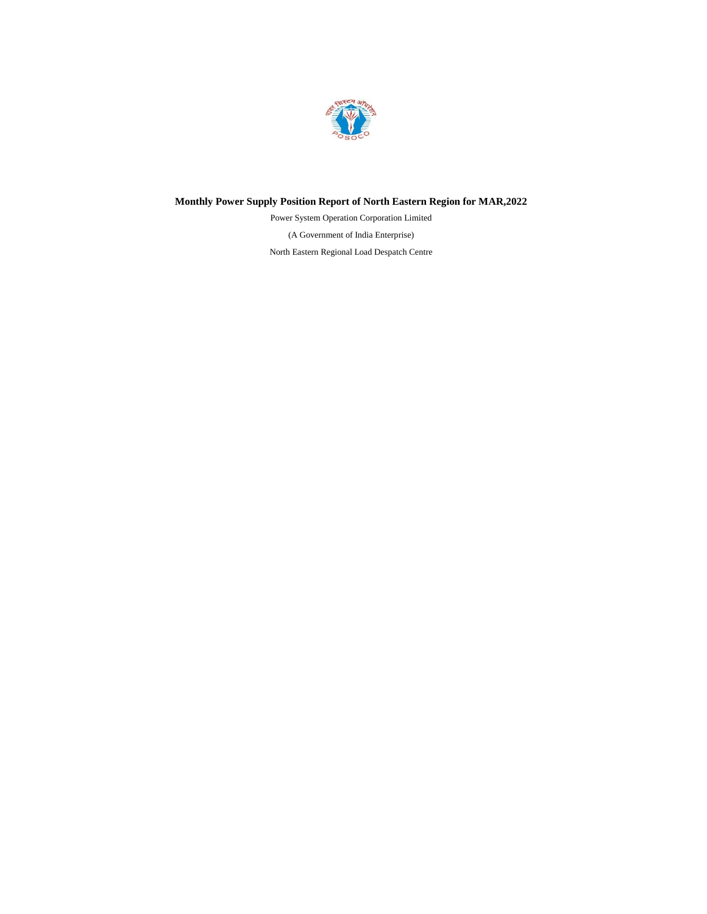# Monthly Power Supply Position Report of North Eastern Region for MAR,2022

Power System Operation Corporation Limited

(A Government of India Enterprise)

North Eastern Regional Load Despatch Centre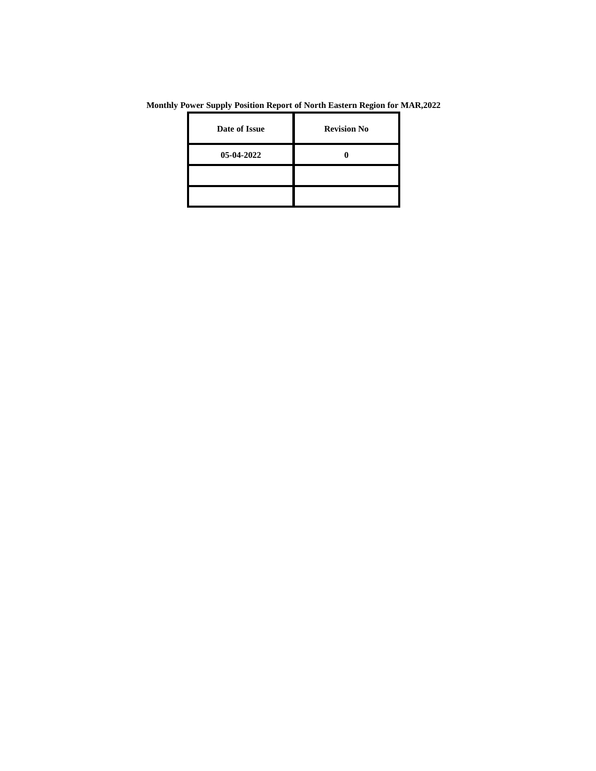**Monthly Power Supply Position Report of North Eastern Region for MAR,2022**

| Date of Issue | Revision No |
|---|---|
| 05-04-2022 | 0 |
| | |
| | |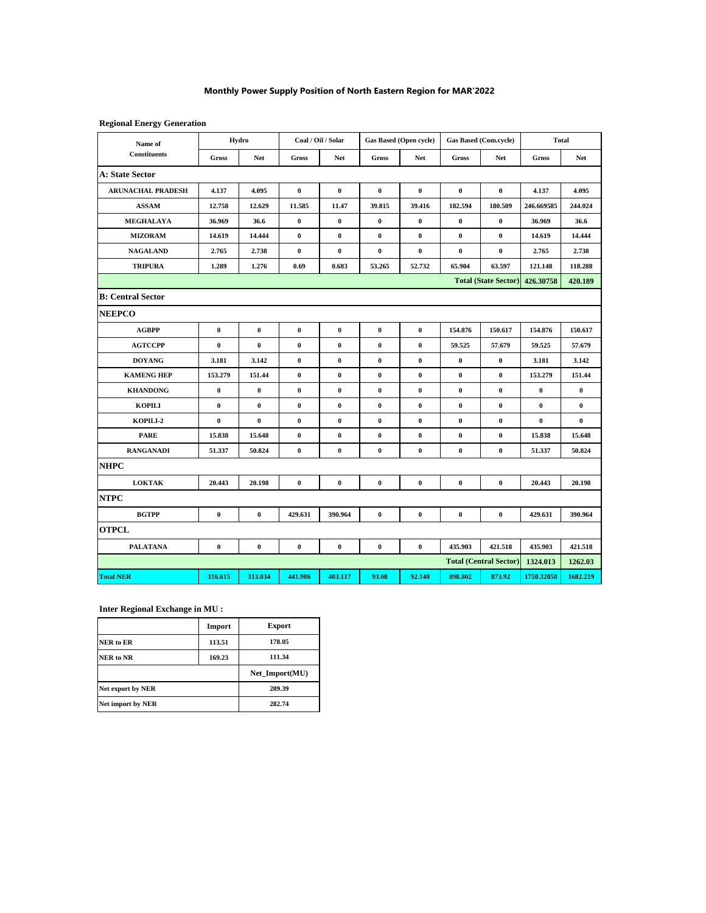## Monthly Power Supply Position of North Eastern Region for MAR'2022

**Regional Energy Generation**

| Name of Constituents | Hydro | | Coal / Oil / Solar | | Gas Based (Open cycle) | | Gas Based (Com.cycle) | | Total | |
|---|---|---|---|---|---|---|---|---|---|---|
| | Gross | Net | Gross | Net | Gross | Net | Gross | Net | Gross | Net |
| **A: State Sector** | | | | | | | | | | |
| ARUNACHAL PRADESH | 4.137 | 4.095 | 0 | 0 | 0 | 0 | 0 | 0 | 4.137 | 4.095 |
| ASSAM | 12.758 | 12.629 | 11.585 | 11.47 | 39.815 | 39.416 | 182.594 | 180.509 | 246.669585 | 244.024 |
| MEGHALAYA | 36.969 | 36.6 | 0 | 0 | 0 | 0 | 0 | 0 | 36.969 | 36.6 |
| MIZORAM | 14.619 | 14.444 | 0 | 0 | 0 | 0 | 0 | 0 | 14.619 | 14.444 |
| NAGALAND | 2.765 | 2.738 | 0 | 0 | 0 | 0 | 0 | 0 | 2.765 | 2.738 |
| TRIPURA | 1.289 | 1.276 | 0.69 | 0.683 | 53.265 | 52.732 | 65.904 | 63.597 | 121.148 | 118.288 |
| | | | | | | | Total (State Sector) | | 426.30758 | 420.189 |
| **B: Central Sector** | | | | | | | | | | |
| **NEEPCO** | | | | | | | | | | |
| AGBPP | 0 | 0 | 0 | 0 | 0 | 0 | 154.876 | 150.617 | 154.876 | 150.617 |
| AGTCCPP | 0 | 0 | 0 | 0 | 0 | 0 | 59.525 | 57.679 | 59.525 | 57.679 |
| DOYANG | 3.181 | 3.142 | 0 | 0 | 0 | 0 | 0 | 0 | 3.181 | 3.142 |
| KAMENG HEP | 153.279 | 151.44 | 0 | 0 | 0 | 0 | 0 | 0 | 153.279 | 151.44 |
| KHANDONG | 0 | 0 | 0 | 0 | 0 | 0 | 0 | 0 | 0 | 0 |
| KOPILI | 0 | 0 | 0 | 0 | 0 | 0 | 0 | 0 | 0 | 0 |
| KOPILI-2 | 0 | 0 | 0 | 0 | 0 | 0 | 0 | 0 | 0 | 0 |
| PARE | 15.838 | 15.648 | 0 | 0 | 0 | 0 | 0 | 0 | 15.838 | 15.648 |
| RANGANADI | 51.337 | 50.824 | 0 | 0 | 0 | 0 | 0 | 0 | 51.337 | 50.824 |
| **NHPC** | | | | | | | | | | |
| LOKTAK | 20.443 | 20.198 | 0 | 0 | 0 | 0 | 0 | 0 | 20.443 | 20.198 |
| **NTPC** | | | | | | | | | | |
| BGTPP | 0 | 0 | 429.631 | 390.964 | 0 | 0 | 0 | 0 | 429.631 | 390.964 |
| **OTPCL** | | | | | | | | | | |
| PALATANA | 0 | 0 | 0 | 0 | 0 | 0 | 435.903 | 421.518 | 435.903 | 421.518 |
| | | | | | | | Total (Central Sector) | | 1324.013 | 1262.03 |
| **Total NER** | 316.615 | 313.034 | 441.906 | 403.117 | 93.08 | 92.148 | 898.802 | 873.92 | 1750.32058 | 1682.219 |

**Inter Regional Exchange in MU :**

| | Import | Export |
|---|---|---|
| NER to ER | 113.51 | 178.05 |
| NER to NR | 169.23 | 111.34 |
| | | Net_Import(MU) |
| Net export by NER | | 289.39 |
| Net import by NER | | 282.74 |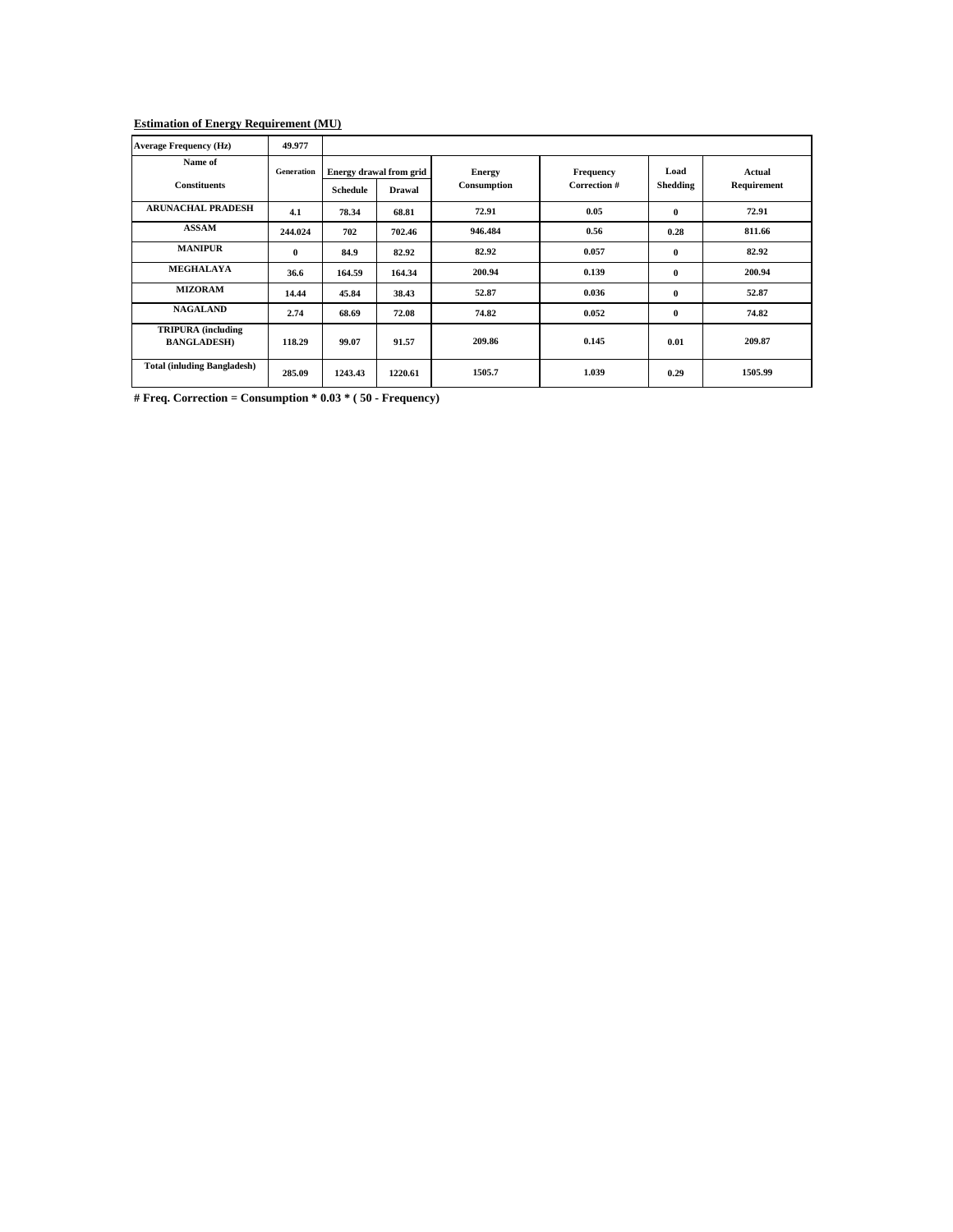**Estimation of Energy Requirement (MU)**

| Average Frequency (Hz) | 49.977 | | | | | | |
|---|---|---|---|---|---|---|---|
| Name of Constituents | Generation | Energy drawal from grid | | Energy Consumption | Frequency Correction # | Load Shedding | Actual Requirement |
| | | Schedule | Drawal | | | | |
| ARUNACHAL PRADESH | 4.1 | 78.34 | 68.81 | 72.91 | 0.05 | 0 | 72.91 |
| ASSAM | 244.024 | 702 | 702.46 | 946.484 | 0.56 | 0.28 | 811.66 |
| MANIPUR | 0 | 84.9 | 82.92 | 82.92 | 0.057 | 0 | 82.92 |
| MEGHALAYA | 36.6 | 164.59 | 164.34 | 200.94 | 0.139 | 0 | 200.94 |
| MIZORAM | 14.44 | 45.84 | 38.43 | 52.87 | 0.036 | 0 | 52.87 |
| NAGALAND | 2.74 | 68.69 | 72.08 | 74.82 | 0.052 | 0 | 74.82 |
| TRIPURA (including BANGLADESH) | 118.29 | 99.07 | 91.57 | 209.86 | 0.145 | 0.01 | 209.87 |
| Total (inluding Bangladesh) | 285.09 | 1243.43 | 1220.61 | 1505.7 | 1.039 | 0.29 | 1505.99 |

**# Freq. Correction = Consumption * 0.03 * ( 50 - Frequency)**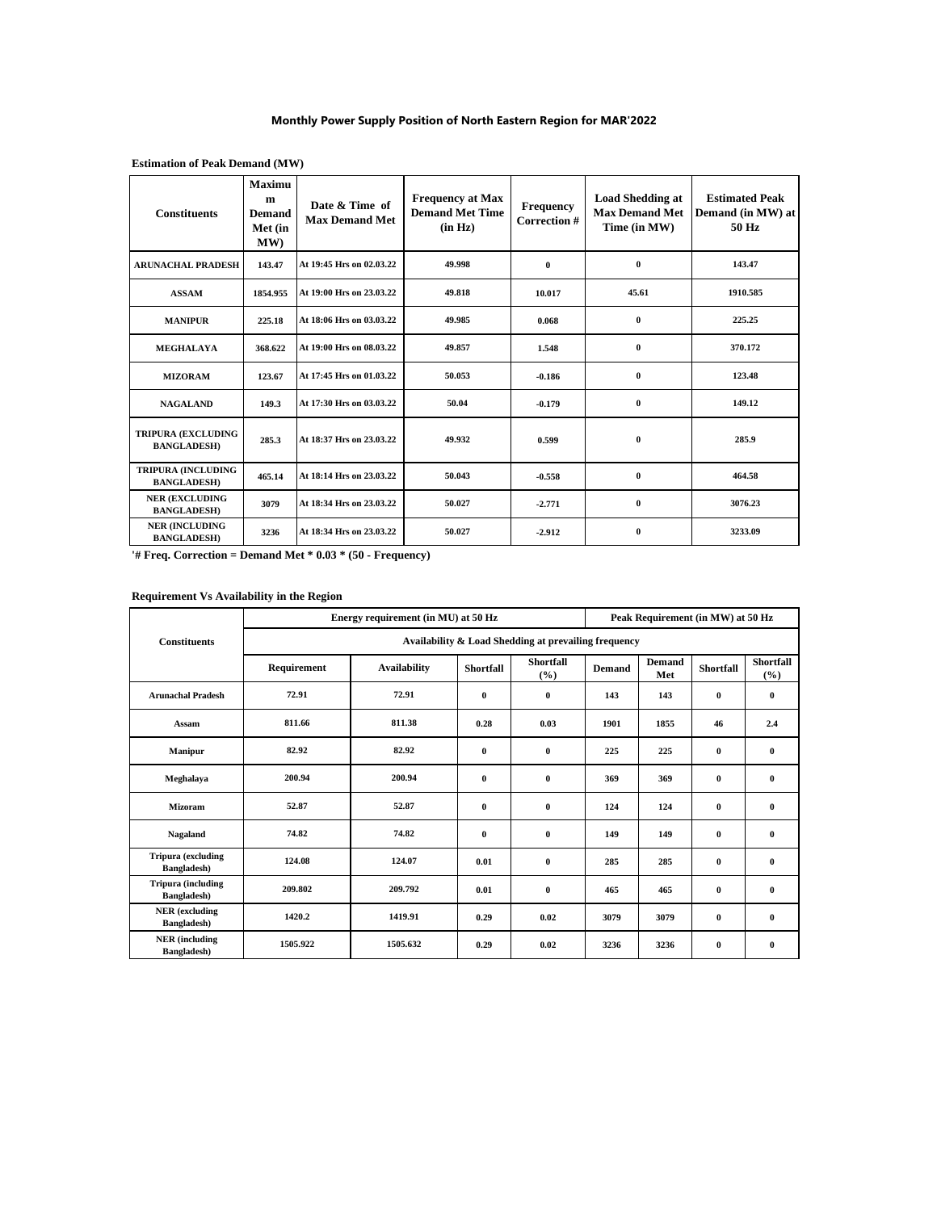# Monthly Power Supply Position of North Eastern Region for MAR'2022

**Estimation of Peak Demand (MW)**

| Constituents | Maximum Demand Met (in MW) | Date & Time of Max Demand Met | Frequency at Max Demand Met Time (in Hz) | Frequency Correction # | Load Shedding at Max Demand Met Time (in MW) | Estimated Peak Demand (in MW) at 50 Hz |
|---|---|---|---|---|---|---|
| ARUNACHAL PRADESH | 143.47 | At 19:45 Hrs on 02.03.22 | 49.998 | 0 | 0 | 143.47 |
| ASSAM | 1854.955 | At 19:00 Hrs on 23.03.22 | 49.818 | 10.017 | 45.61 | 1910.585 |
| MANIPUR | 225.18 | At 18:06 Hrs on 03.03.22 | 49.985 | 0.068 | 0 | 225.25 |
| MEGHALAYA | 368.622 | At 19:00 Hrs on 08.03.22 | 49.857 | 1.548 | 0 | 370.172 |
| MIZORAM | 123.67 | At 17:45 Hrs on 01.03.22 | 50.053 | -0.186 | 0 | 123.48 |
| NAGALAND | 149.3 | At 17:30 Hrs on 03.03.22 | 50.04 | -0.179 | 0 | 149.12 |
| TRIPURA (EXCLUDING BANGLADESH) | 285.3 | At 18:37 Hrs on 23.03.22 | 49.932 | 0.599 | 0 | 285.9 |
| TRIPURA (INCLUDING BANGLADESH) | 465.14 | At 18:14 Hrs on 23.03.22 | 50.043 | -0.558 | 0 | 464.58 |
| NER (EXCLUDING BANGLADESH) | 3079 | At 18:34 Hrs on 23.03.22 | 50.027 | -2.771 | 0 | 3076.23 |
| NER (INCLUDING BANGLADESH) | 3236 | At 18:34 Hrs on 23.03.22 | 50.027 | -2.912 | 0 | 3233.09 |

'# Freq. Correction = Demand Met * 0.03 * (50 - Frequency)

**Requirement Vs Availability in the Region**

| Constituents | Energy requirement (in MU) at 50 Hz | | | | Peak Requirement (in MW) at 50 Hz | | | |
|---|---|---|---|---|---|---|---|---|
| | Availability & Load Shedding at prevailing frequency | | | | | | | |
| | Requirement | Availability | Shortfall | Shortfall (%) | Demand | Demand Met | Shortfall | Shortfall (%) |
| Arunachal Pradesh | 72.91 | 72.91 | 0 | 0 | 143 | 143 | 0 | 0 |
| Assam | 811.66 | 811.38 | 0.28 | 0.03 | 1901 | 1855 | 46 | 2.4 |
| Manipur | 82.92 | 82.92 | 0 | 0 | 225 | 225 | 0 | 0 |
| Meghalaya | 200.94 | 200.94 | 0 | 0 | 369 | 369 | 0 | 0 |
| Mizoram | 52.87 | 52.87 | 0 | 0 | 124 | 124 | 0 | 0 |
| Nagaland | 74.82 | 74.82 | 0 | 0 | 149 | 149 | 0 | 0 |
| Tripura (excluding Bangladesh) | 124.08 | 124.07 | 0.01 | 0 | 285 | 285 | 0 | 0 |
| Tripura (including Bangladesh) | 209.802 | 209.792 | 0.01 | 0 | 465 | 465 | 0 | 0 |
| NER (excluding Bangladesh) | 1420.2 | 1419.91 | 0.29 | 0.02 | 3079 | 3079 | 0 | 0 |
| NER (including Bangladesh) | 1505.922 | 1505.632 | 0.29 | 0.02 | 3236 | 3236 | 0 | 0 |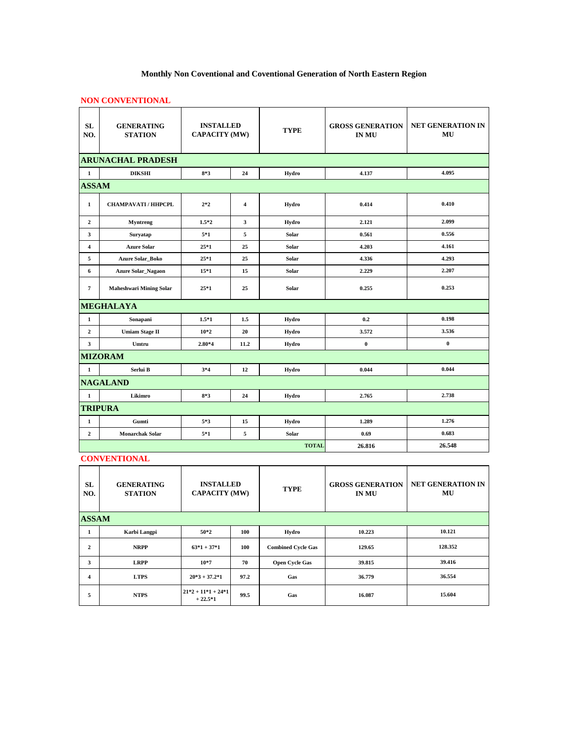# Monthly Non Coventional and Coventional Generation of North Eastern Region

## NON CONVENTIONAL

| SL NO. | GENERATING STATION | INSTALLED CAPACITY (MW) | | TYPE | GROSS GENERATION IN MU | NET GENERATION IN MU |
|---|---|---|---|---|---|---|
| **ARUNACHAL PRADESH** | | | | | | |
| 1 | DIKSHI | 8*3 | 24 | Hydro | 4.137 | 4.095 |
| **ASSAM** | | | | | | |
| 1 | CHAMPAVATI / HHPCPL | 2*2 | 4 | Hydro | 0.414 | 0.410 |
| 2 | Myntreng | 1.5*2 | 3 | Hydro | 2.121 | 2.099 |
| 3 | Suryatap | 5*1 | 5 | Solar | 0.561 | 0.556 |
| 4 | Azure Solar | 25*1 | 25 | Solar | 4.203 | 4.161 |
| 5 | Azure Solar_Boko | 25*1 | 25 | Solar | 4.336 | 4.293 |
| 6 | Azure Solar_Nagaon | 15*1 | 15 | Solar | 2.229 | 2.207 |
| 7 | Maheshwari Mining Solar | 25*1 | 25 | Solar | 0.255 | 0.253 |
| **MEGHALAYA** | | | | | | |
| 1 | Sonapani | 1.5*1 | 1.5 | Hydro | 0.2 | 0.198 |
| 2 | Umiam Stage II | 10*2 | 20 | Hydro | 3.572 | 3.536 |
| 3 | Umtru | 2.80*4 | 11.2 | Hydro | 0 | 0 |
| **MIZORAM** | | | | | | |
| 1 | Serlui B | 3*4 | 12 | Hydro | 0.044 | 0.044 |
| **NAGALAND** | | | | | | |
| 1 | Likimro | 8*3 | 24 | Hydro | 2.765 | 2.738 |
| **TRIPURA** | | | | | | |
| 1 | Gumti | 5*3 | 15 | Hydro | 1.289 | 1.276 |
| 2 | Monarchak Solar | 5*1 | 5 | Solar | 0.69 | 0.683 |
| | | | | **TOTAL** | 26.816 | 26.548 |

## CONVENTIONAL

| SL NO. | GENERATING STATION | INSTALLED CAPACITY (MW) | | TYPE | GROSS GENERATION IN MU | NET GENERATION IN MU |
|---|---|---|---|---|---|---|
| **ASSAM** | | | | | | |
| 1 | Karbi Langpi | 50*2 | 100 | Hydro | 10.223 | 10.121 |
| 2 | NRPP | 63*1 + 37*1 | 100 | Combined Cycle Gas | 129.65 | 128.352 |
| 3 | LRPP | 10*7 | 70 | Open Cycle Gas | 39.815 | 39.416 |
| 4 | LTPS | 20*3 + 37.2*1 | 97.2 | Gas | 36.779 | 36.554 |
| 5 | NTPS | 21*2 + 11*1 + 24*1 + 22.5*1 | 99.5 | Gas | 16.087 | 15.604 |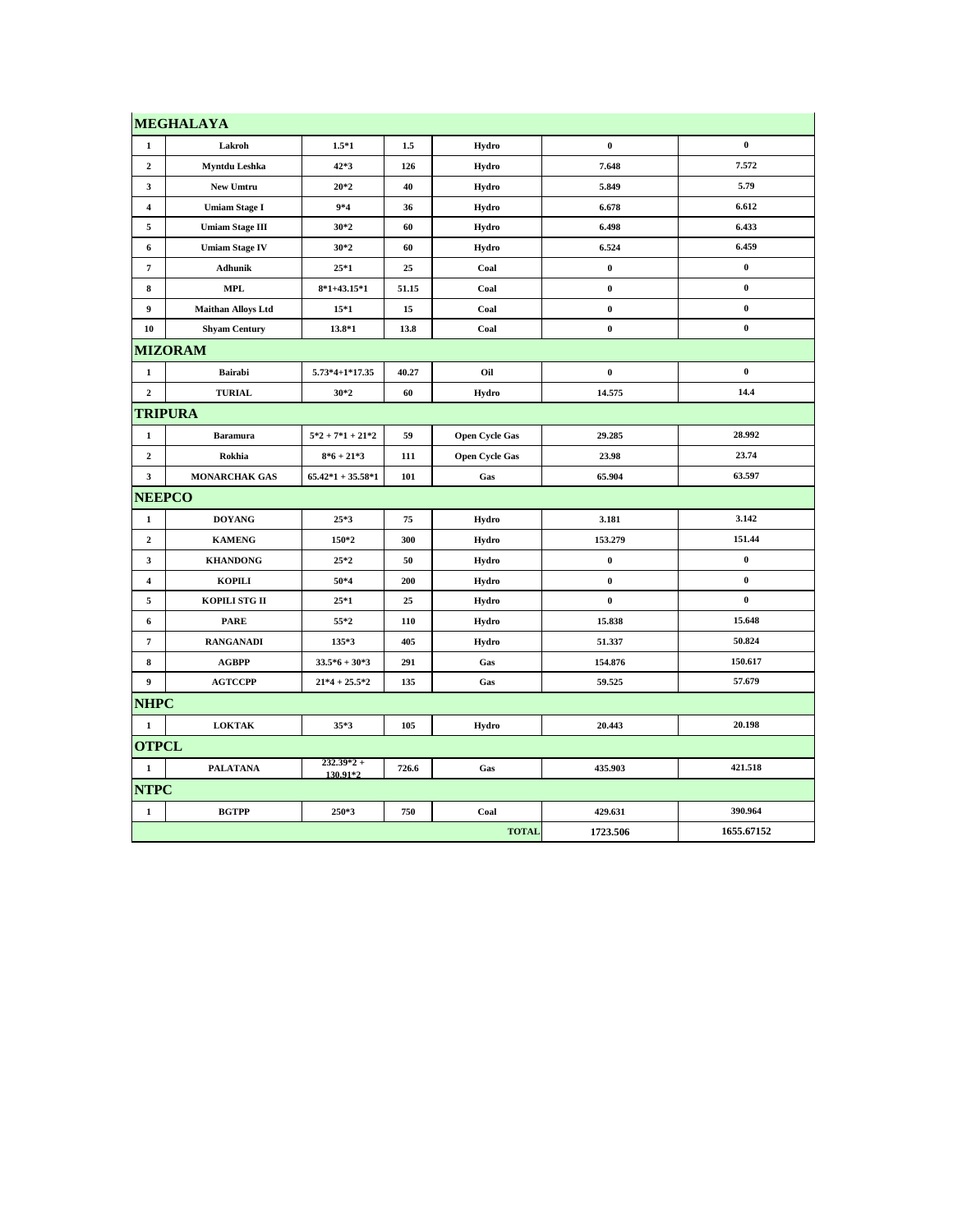| MEGHALAYA | | | | | | |
|---|---|---|---|---|---|---|
| 1 | Lakroh | 1.5*1 | 1.5 | Hydro | 0 | 0 |
| 2 | Myntdu Leshka | 42*3 | 126 | Hydro | 7.648 | 7.572 |
| 3 | New Umtru | 20*2 | 40 | Hydro | 5.849 | 5.79 |
| 4 | Umiam Stage I | 9*4 | 36 | Hydro | 6.678 | 6.612 |
| 5 | Umiam Stage III | 30*2 | 60 | Hydro | 6.498 | 6.433 |
| 6 | Umiam Stage IV | 30*2 | 60 | Hydro | 6.524 | 6.459 |
| 7 | Adhunik | 25*1 | 25 | Coal | 0 | 0 |
| 8 | MPL | 8*1+43.15*1 | 51.15 | Coal | 0 | 0 |
| 9 | Maithan Alloys Ltd | 15*1 | 15 | Coal | 0 | 0 |
| 10 | Shyam Century | 13.8*1 | 13.8 | Coal | 0 | 0 |
| **MIZORAM** | | | | | | |
| 1 | Bairabi | 5.73*4+1*17.35 | 40.27 | Oil | 0 | 0 |
| 2 | TURIAL | 30*2 | 60 | Hydro | 14.575 | 14.4 |
| **TRIPURA** | | | | | | |
| 1 | Baramura | 5*2 + 7*1 + 21*2 | 59 | Open Cycle Gas | 29.285 | 28.992 |
| 2 | Rokhia | 8*6 + 21*3 | 111 | Open Cycle Gas | 23.98 | 23.74 |
| 3 | MONARCHAK GAS | 65.42*1 + 35.58*1 | 101 | Gas | 65.904 | 63.597 |
| **NEEPCO** | | | | | | |
| 1 | DOYANG | 25*3 | 75 | Hydro | 3.181 | 3.142 |
| 2 | KAMENG | 150*2 | 300 | Hydro | 153.279 | 151.44 |
| 3 | KHANDONG | 25*2 | 50 | Hydro | 0 | 0 |
| 4 | KOPILI | 50*4 | 200 | Hydro | 0 | 0 |
| 5 | KOPILI STG II | 25*1 | 25 | Hydro | 0 | 0 |
| 6 | PARE | 55*2 | 110 | Hydro | 15.838 | 15.648 |
| 7 | RANGANADI | 135*3 | 405 | Hydro | 51.337 | 50.824 |
| 8 | AGBPP | 33.5*6 + 30*3 | 291 | Gas | 154.876 | 150.617 |
| 9 | AGTCCPP | 21*4 + 25.5*2 | 135 | Gas | 59.525 | 57.679 |
| **NHPC** | | | | | | |
| 1 | LOKTAK | 35*3 | 105 | Hydro | 20.443 | 20.198 |
| **OTPCL** | | | | | | |
| 1 | PALATANA | 232.39*2 + 130.91*2 | 726.6 | Gas | 435.903 | 421.518 |
| **NTPC** | | | | | | |
| 1 | BGTPP | 250*3 | 750 | Coal | 429.631 | 390.964 |
| | | | | TOTAL | 1723.506 | 1655.67152 |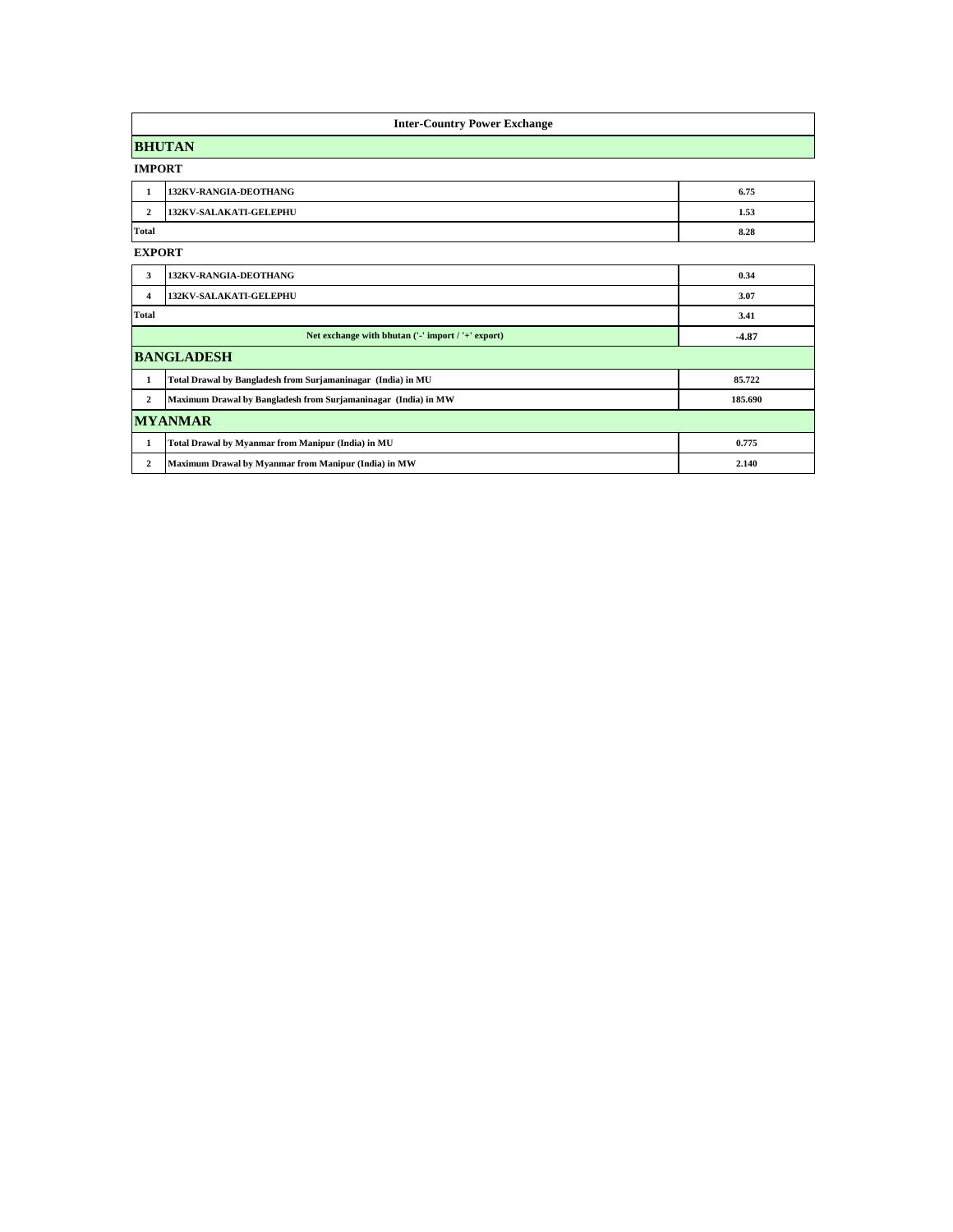## Inter-Country Power Exchange

### BHUTAN

**IMPORT**

| | | |
|---|---|---|
| 1 | 132KV-RANGIA-DEOTHANG | 6.75 |
| 2 | 132KV-SALAKATI-GELEPHU | 1.53 |
| Total | | 8.28 |

**EXPORT**

| | | |
|---|---|---|
| 3 | 132KV-RANGIA-DEOTHANG | 0.34 |
| 4 | 132KV-SALAKATI-GELEPHU | 3.07 |
| Total | | 3.41 |
| Net exchange with bhutan ('-' import / '+' export) | | -4.87 |

### BANGLADESH

| | | |
|---|---|---|
| 1 | Total Drawal by Bangladesh from Surjamaninagar (India) in MU | 85.722 |
| 2 | Maximum Drawal by Bangladesh from Surjamaninagar (India) in MW | 185.690 |

### MYANMAR

| | | |
|---|---|---|
| 1 | Total Drawal by Myanmar from Manipur (India) in MU | 0.775 |
| 2 | Maximum Drawal by Myanmar from Manipur (India) in MW | 2.140 |